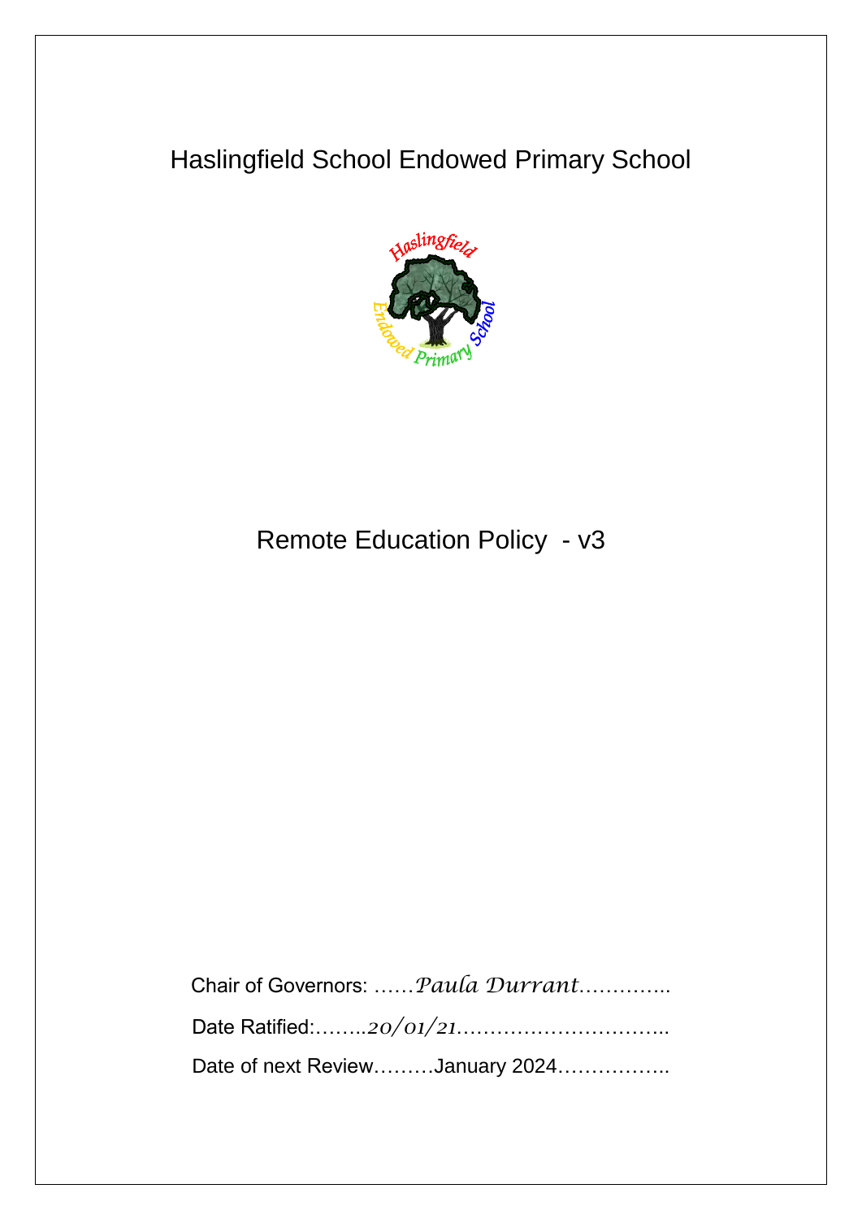# Haslingfield School Endowed Primary School

## Remote Education Policy - v3

Chair of Governors: ……*Paula Durrant*…………..

Date Ratified:……..*20/01/21*…………………………..

Date of next Review………January 2024……………..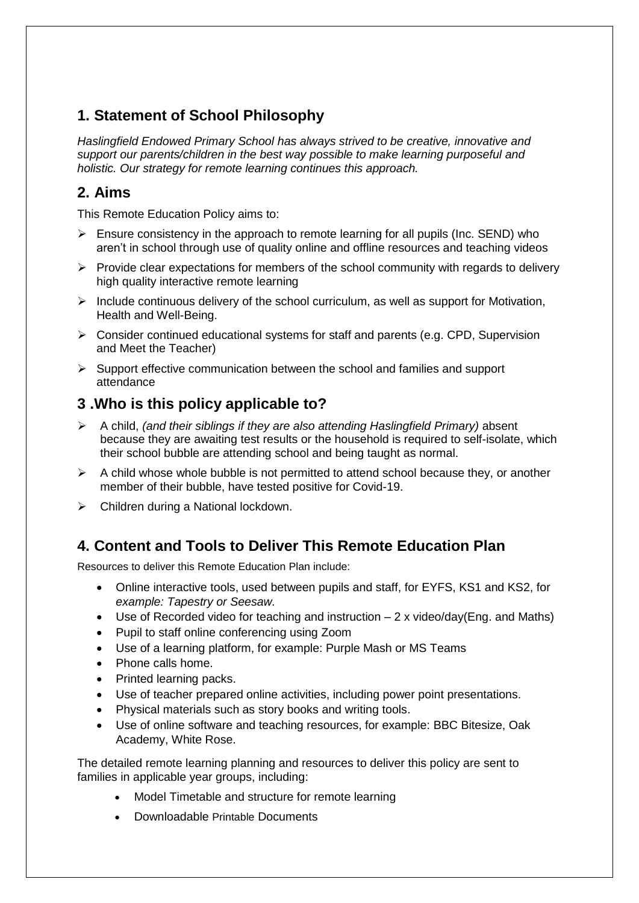## 1. Statement of School Philosophy

*Haslingfield Endowed Primary School has always strived to be creative, innovative and support our parents/children in the best way possible to make learning purposeful and holistic. Our strategy for remote learning continues this approach.*

## 2. Aims

This Remote Education Policy aims to:

- Ensure consistency in the approach to remote learning for all pupils (Inc. SEND) who aren't in school through use of quality online and offline resources and teaching videos
- Provide clear expectations for members of the school community with regards to delivery high quality interactive remote learning
- Include continuous delivery of the school curriculum, as well as support for Motivation, Health and Well-Being.
- Consider continued educational systems for staff and parents (e.g. CPD, Supervision and Meet the Teacher)
- Support effective communication between the school and families and support attendance

## 3 .Who is this policy applicable to?

- A child, *(and their siblings if they are also attending Haslingfield Primary)* absent because they are awaiting test results or the household is required to self-isolate, which their school bubble are attending school and being taught as normal.
- A child whose whole bubble is not permitted to attend school because they, or another member of their bubble, have tested positive for Covid-19.
- Children during a National lockdown.

## 4. Content and Tools to Deliver This Remote Education Plan

Resources to deliver this Remote Education Plan include:

- Online interactive tools, used between pupils and staff, for EYFS, KS1 and KS2, for *example: Tapestry or Seesaw.*
- Use of Recorded video for teaching and instruction – 2 x video/day(Eng. and Maths)
- Pupil to staff online conferencing using Zoom
- Use of a learning platform, for example: Purple Mash or MS Teams
- Phone calls home.
- Printed learning packs.
- Use of teacher prepared online activities, including power point presentations.
- Physical materials such as story books and writing tools.
- Use of online software and teaching resources, for example: BBC Bitesize, Oak Academy, White Rose.

The detailed remote learning planning and resources to deliver this policy are sent to families in applicable year groups, including:

- Model Timetable and structure for remote learning
- Downloadable Printable Documents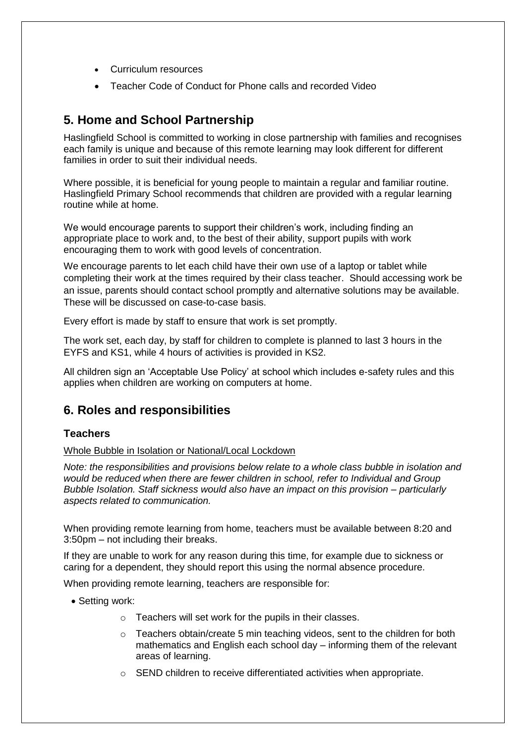- Curriculum resources
- Teacher Code of Conduct for Phone calls and recorded Video

## 5. Home and School Partnership

Haslingfield School is committed to working in close partnership with families and recognises each family is unique and because of this remote learning may look different for different families in order to suit their individual needs.

Where possible, it is beneficial for young people to maintain a regular and familiar routine. Haslingfield Primary School recommends that children are provided with a regular learning routine while at home.

We would encourage parents to support their children's work, including finding an appropriate place to work and, to the best of their ability, support pupils with work encouraging them to work with good levels of concentration.

We encourage parents to let each child have their own use of a laptop or tablet while completing their work at the times required by their class teacher. Should accessing work be an issue, parents should contact school promptly and alternative solutions may be available. These will be discussed on case-to-case basis.

Every effort is made by staff to ensure that work is set promptly.

The work set, each day, by staff for children to complete is planned to last 3 hours in the EYFS and KS1, while 4 hours of activities is provided in KS2.

All children sign an 'Acceptable Use Policy' at school which includes e-safety rules and this applies when children are working on computers at home.

## 6. Roles and responsibilities

### Teachers

Whole Bubble in Isolation or National/Local Lockdown

*Note: the responsibilities and provisions below relate to a whole class bubble in isolation and would be reduced when there are fewer children in school, refer to Individual and Group Bubble Isolation. Staff sickness would also have an impact on this provision – particularly aspects related to communication.*

When providing remote learning from home, teachers must be available between 8:20 and 3:50pm – not including their breaks.

If they are unable to work for any reason during this time, for example due to sickness or caring for a dependent, they should report this using the normal absence procedure.

When providing remote learning, teachers are responsible for:

- Setting work:
  - Teachers will set work for the pupils in their classes.
  - Teachers obtain/create 5 min teaching videos, sent to the children for both mathematics and English each school day – informing them of the relevant areas of learning.
  - SEND children to receive differentiated activities when appropriate.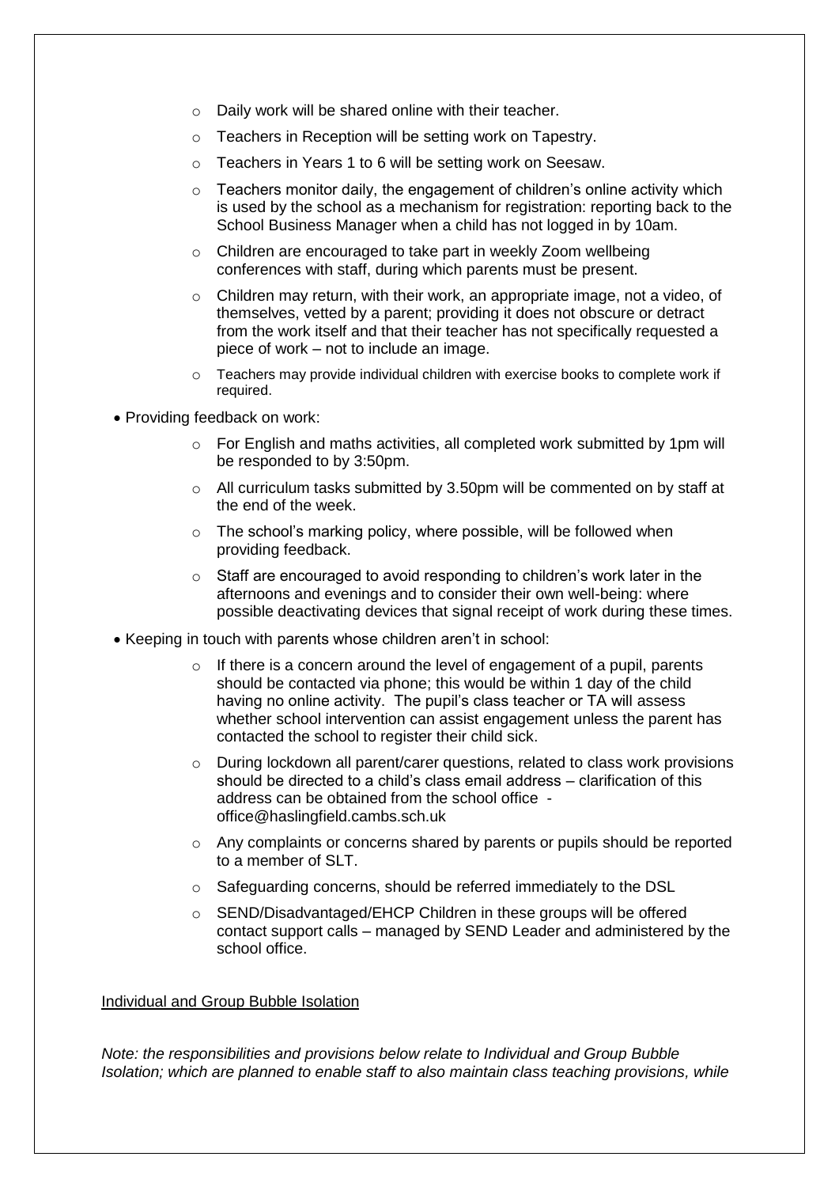- Daily work will be shared online with their teacher.
- Teachers in Reception will be setting work on Tapestry.
- Teachers in Years 1 to 6 will be setting work on Seesaw.
- Teachers monitor daily, the engagement of children's online activity which is used by the school as a mechanism for registration: reporting back to the School Business Manager when a child has not logged in by 10am.
- Children are encouraged to take part in weekly Zoom wellbeing conferences with staff, during which parents must be present.
- Children may return, with their work, an appropriate image, not a video, of themselves, vetted by a parent; providing it does not obscure or detract from the work itself and that their teacher has not specifically requested a piece of work – not to include an image.
- Teachers may provide individual children with exercise books to complete work if required.

- Providing feedback on work:
  - For English and maths activities, all completed work submitted by 1pm will be responded to by 3:50pm.
  - All curriculum tasks submitted by 3.50pm will be commented on by staff at the end of the week.
  - The school's marking policy, where possible, will be followed when providing feedback.
  - Staff are encouraged to avoid responding to children's work later in the afternoons and evenings and to consider their own well-being: where possible deactivating devices that signal receipt of work during these times.
- Keeping in touch with parents whose children aren't in school:
  - If there is a concern around the level of engagement of a pupil, parents should be contacted via phone; this would be within 1 day of the child having no online activity. The pupil's class teacher or TA will assess whether school intervention can assist engagement unless the parent has contacted the school to register their child sick.
  - During lockdown all parent/carer questions, related to class work provisions should be directed to a child's class email address – clarification of this address can be obtained from the school office - office@haslingfield.cambs.sch.uk
  - Any complaints or concerns shared by parents or pupils should be reported to a member of SLT.
  - Safeguarding concerns, should be referred immediately to the DSL
  - SEND/Disadvantaged/EHCP Children in these groups will be offered contact support calls – managed by SEND Leader and administered by the school office.

Individual and Group Bubble Isolation

*Note: the responsibilities and provisions below relate to Individual and Group Bubble Isolation; which are planned to enable staff to also maintain class teaching provisions, while*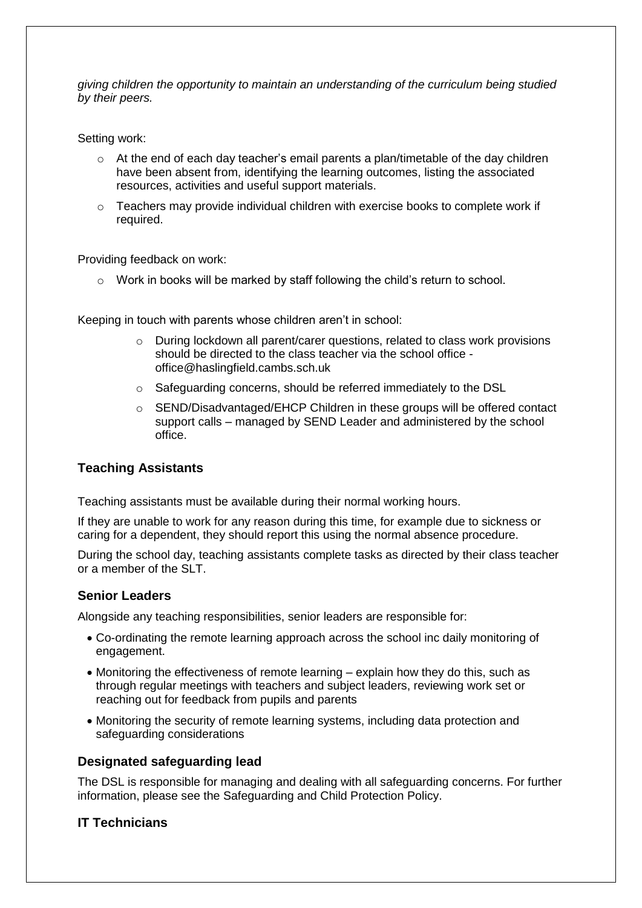*giving children the opportunity to maintain an understanding of the curriculum being studied by their peers.*

Setting work:

- At the end of each day teacher's email parents a plan/timetable of the day children have been absent from, identifying the learning outcomes, listing the associated resources, activities and useful support materials.
- Teachers may provide individual children with exercise books to complete work if required.

Providing feedback on work:

- Work in books will be marked by staff following the child's return to school.

Keeping in touch with parents whose children aren't in school:

- During lockdown all parent/carer questions, related to class work provisions should be directed to the class teacher via the school office - office@haslingfield.cambs.sch.uk
- Safeguarding concerns, should be referred immediately to the DSL
- SEND/Disadvantaged/EHCP Children in these groups will be offered contact support calls – managed by SEND Leader and administered by the school office.

### Teaching Assistants

Teaching assistants must be available during their normal working hours.

If they are unable to work for any reason during this time, for example due to sickness or caring for a dependent, they should report this using the normal absence procedure.

During the school day, teaching assistants complete tasks as directed by their class teacher or a member of the SLT.

### Senior Leaders

Alongside any teaching responsibilities, senior leaders are responsible for:

- Co-ordinating the remote learning approach across the school inc daily monitoring of engagement.
- Monitoring the effectiveness of remote learning – explain how they do this, such as through regular meetings with teachers and subject leaders, reviewing work set or reaching out for feedback from pupils and parents
- Monitoring the security of remote learning systems, including data protection and safeguarding considerations

### Designated safeguarding lead

The DSL is responsible for managing and dealing with all safeguarding concerns. For further information, please see the Safeguarding and Child Protection Policy.

### IT Technicians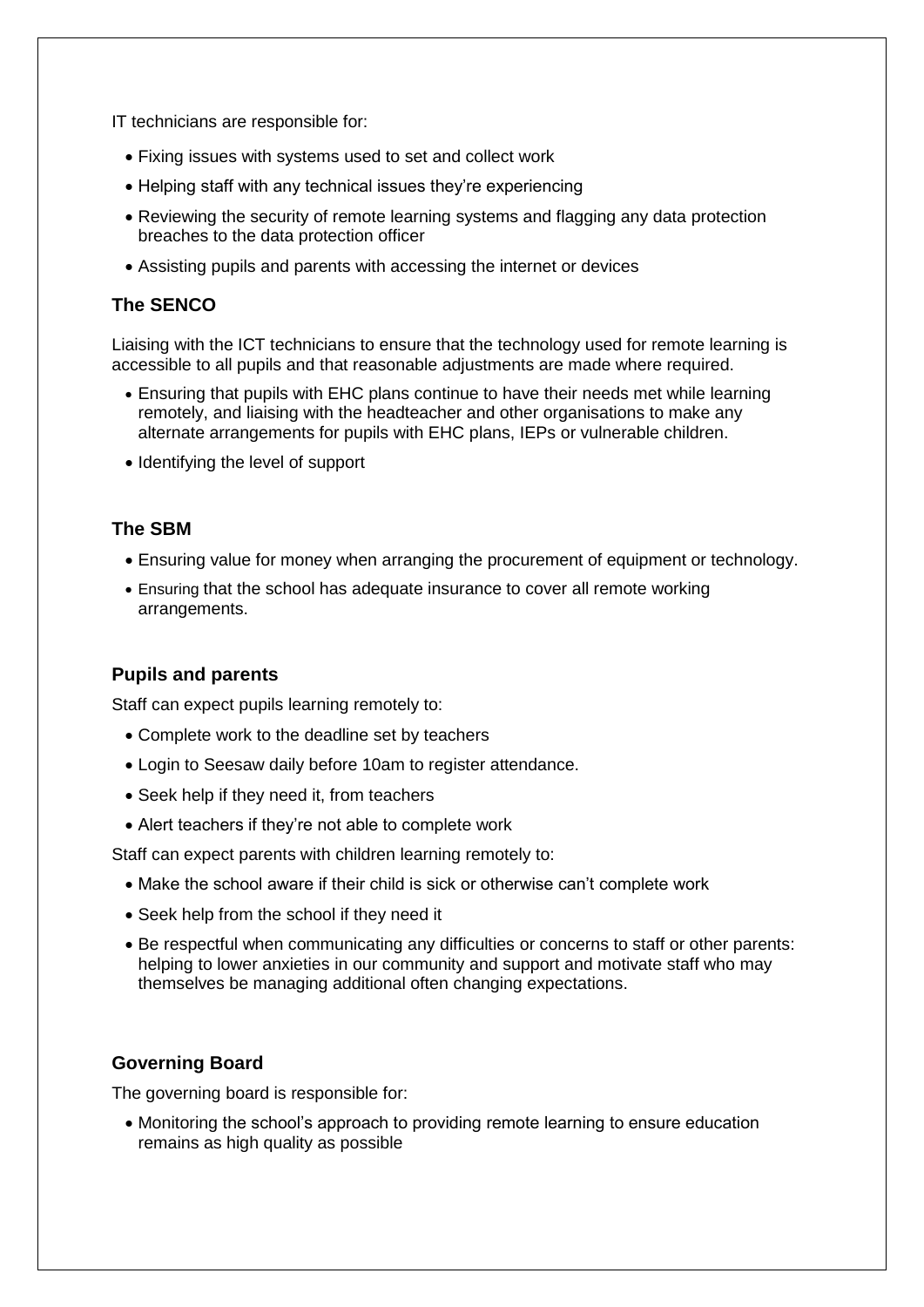IT technicians are responsible for:

- Fixing issues with systems used to set and collect work
- Helping staff with any technical issues they're experiencing
- Reviewing the security of remote learning systems and flagging any data protection breaches to the data protection officer
- Assisting pupils and parents with accessing the internet or devices

### The SENCO

Liaising with the ICT technicians to ensure that the technology used for remote learning is accessible to all pupils and that reasonable adjustments are made where required.

- Ensuring that pupils with EHC plans continue to have their needs met while learning remotely, and liaising with the headteacher and other organisations to make any alternate arrangements for pupils with EHC plans, IEPs or vulnerable children.
- Identifying the level of support

### The SBM

- Ensuring value for money when arranging the procurement of equipment or technology.
- Ensuring that the school has adequate insurance to cover all remote working arrangements.

### Pupils and parents

Staff can expect pupils learning remotely to:

- Complete work to the deadline set by teachers
- Login to Seesaw daily before 10am to register attendance.
- Seek help if they need it, from teachers
- Alert teachers if they're not able to complete work

Staff can expect parents with children learning remotely to:

- Make the school aware if their child is sick or otherwise can't complete work
- Seek help from the school if they need it
- Be respectful when communicating any difficulties or concerns to staff or other parents: helping to lower anxieties in our community and support and motivate staff who may themselves be managing additional often changing expectations.

### Governing Board

The governing board is responsible for:

- Monitoring the school's approach to providing remote learning to ensure education remains as high quality as possible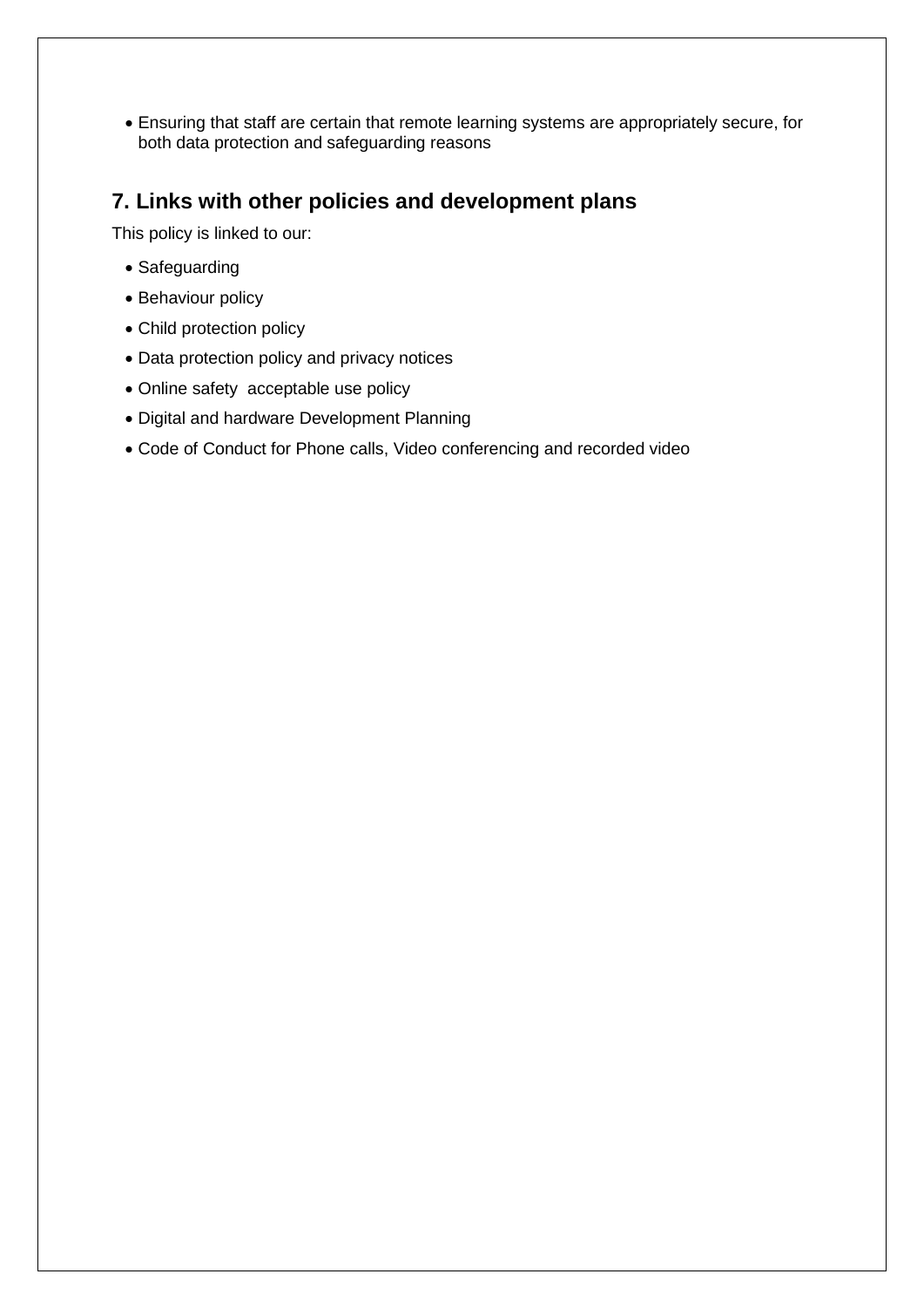- Ensuring that staff are certain that remote learning systems are appropriately secure, for both data protection and safeguarding reasons

## 7. Links with other policies and development plans

This policy is linked to our:

- Safeguarding
- Behaviour policy
- Child protection policy
- Data protection policy and privacy notices
- Online safety  acceptable use policy
- Digital and hardware Development Planning
- Code of Conduct for Phone calls, Video conferencing and recorded video